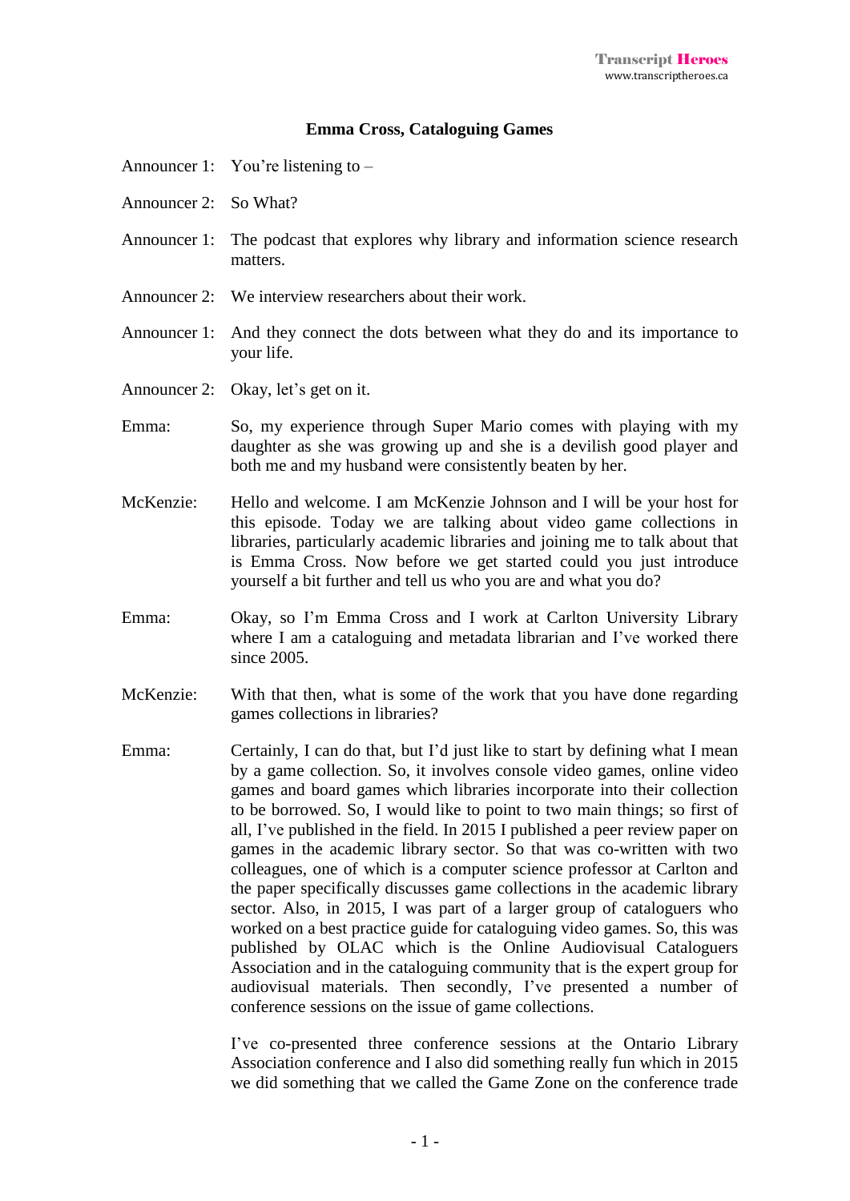**Emma Cross, Cataloguing Games**

Announcer 1: You're listening to –

Announcer 2: So What?

Announcer 1: The podcast that explores why library and information science research matters.

Announcer 2: We interview researchers about their work.

Announcer 1: And they connect the dots between what they do and its importance to your life.

Announcer 2: Okay, let's get on it.

Emma: So, my experience through Super Mario comes with playing with my daughter as she was growing up and she is a devilish good player and both me and my husband were consistently beaten by her.

McKenzie: Hello and welcome. I am McKenzie Johnson and I will be your host for this episode. Today we are talking about video game collections in libraries, particularly academic libraries and joining me to talk about that is Emma Cross. Now before we get started could you just introduce yourself a bit further and tell us who you are and what you do?

Emma: Okay, so I'm Emma Cross and I work at Carlton University Library where I am a cataloguing and metadata librarian and I've worked there since 2005.

McKenzie: With that then, what is some of the work that you have done regarding games collections in libraries?

Emma: Certainly, I can do that, but I'd just like to start by defining what I mean by a game collection. So, it involves console video games, online video games and board games which libraries incorporate into their collection to be borrowed. So, I would like to point to two main things; so first of all, I've published in the field. In 2015 I published a peer review paper on games in the academic library sector. So that was co-written with two colleagues, one of which is a computer science professor at Carlton and the paper specifically discusses game collections in the academic library sector. Also, in 2015, I was part of a larger group of cataloguers who worked on a best practice guide for cataloguing video games. So, this was published by OLAC which is the Online Audiovisual Cataloguers Association and in the cataloguing community that is the expert group for audiovisual materials. Then secondly, I've presented a number of conference sessions on the issue of game collections.

I've co-presented three conference sessions at the Ontario Library Association conference and I also did something really fun which in 2015 we did something that we called the Game Zone on the conference trade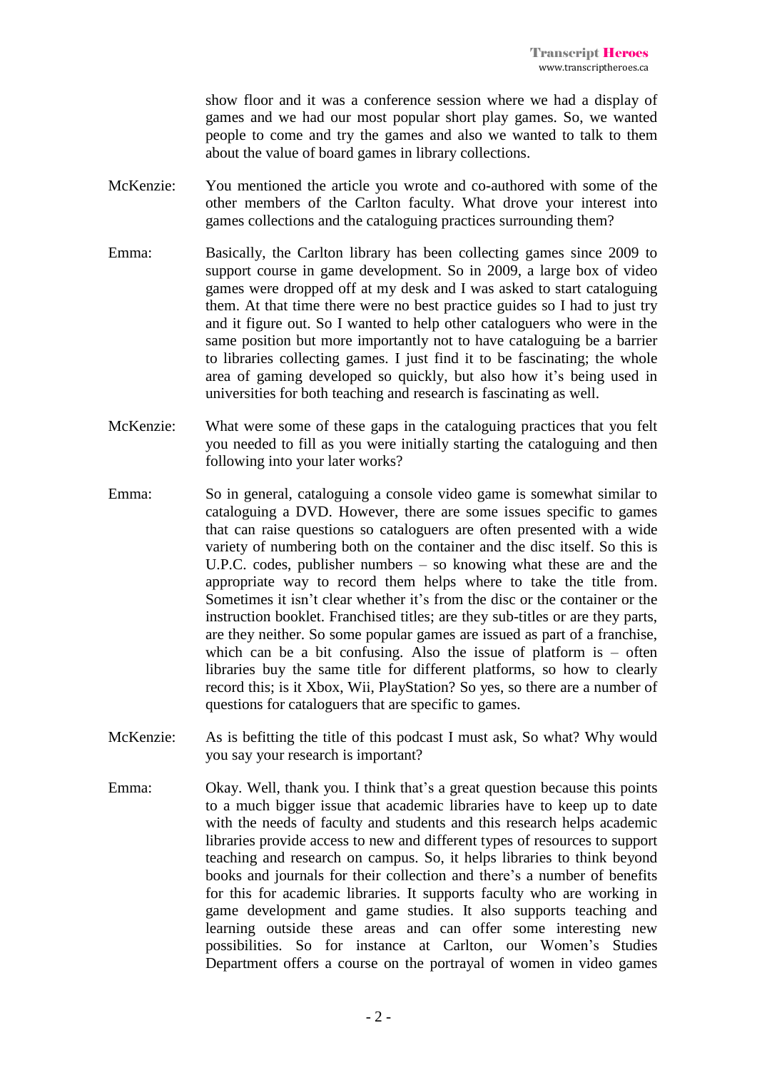show floor and it was a conference session where we had a display of games and we had our most popular short play games. So, we wanted people to come and try the games and also we wanted to talk to them about the value of board games in library collections.

**McKenzie:** You mentioned the article you wrote and co-authored with some of the other members of the Carlton faculty. What drove your interest into games collections and the cataloguing practices surrounding them?

**Emma:** Basically, the Carlton library has been collecting games since 2009 to support course in game development. So in 2009, a large box of video games were dropped off at my desk and I was asked to start cataloguing them. At that time there were no best practice guides so I had to just try and it figure out. So I wanted to help other cataloguers who were in the same position but more importantly not to have cataloguing be a barrier to libraries collecting games. I just find it to be fascinating; the whole area of gaming developed so quickly, but also how it's being used in universities for both teaching and research is fascinating as well.

**McKenzie:** What were some of these gaps in the cataloguing practices that you felt you needed to fill as you were initially starting the cataloguing and then following into your later works?

**Emma:** So in general, cataloguing a console video game is somewhat similar to cataloguing a DVD. However, there are some issues specific to games that can raise questions so cataloguers are often presented with a wide variety of numbering both on the container and the disc itself. So this is U.P.C. codes, publisher numbers – so knowing what these are and the appropriate way to record them helps where to take the title from. Sometimes it isn't clear whether it's from the disc or the container or the instruction booklet. Franchised titles; are they sub-titles or are they parts, are they neither. So some popular games are issued as part of a franchise, which can be a bit confusing. Also the issue of platform is – often libraries buy the same title for different platforms, so how to clearly record this; is it Xbox, Wii, PlayStation? So yes, so there are a number of questions for cataloguers that are specific to games.

**McKenzie:** As is befitting the title of this podcast I must ask, So what? Why would you say your research is important?

**Emma:** Okay. Well, thank you. I think that's a great question because this points to a much bigger issue that academic libraries have to keep up to date with the needs of faculty and students and this research helps academic libraries provide access to new and different types of resources to support teaching and research on campus. So, it helps libraries to think beyond books and journals for their collection and there's a number of benefits for this for academic libraries. It supports faculty who are working in game development and game studies. It also supports teaching and learning outside these areas and can offer some interesting new possibilities. So for instance at Carlton, our Women's Studies Department offers a course on the portrayal of women in video games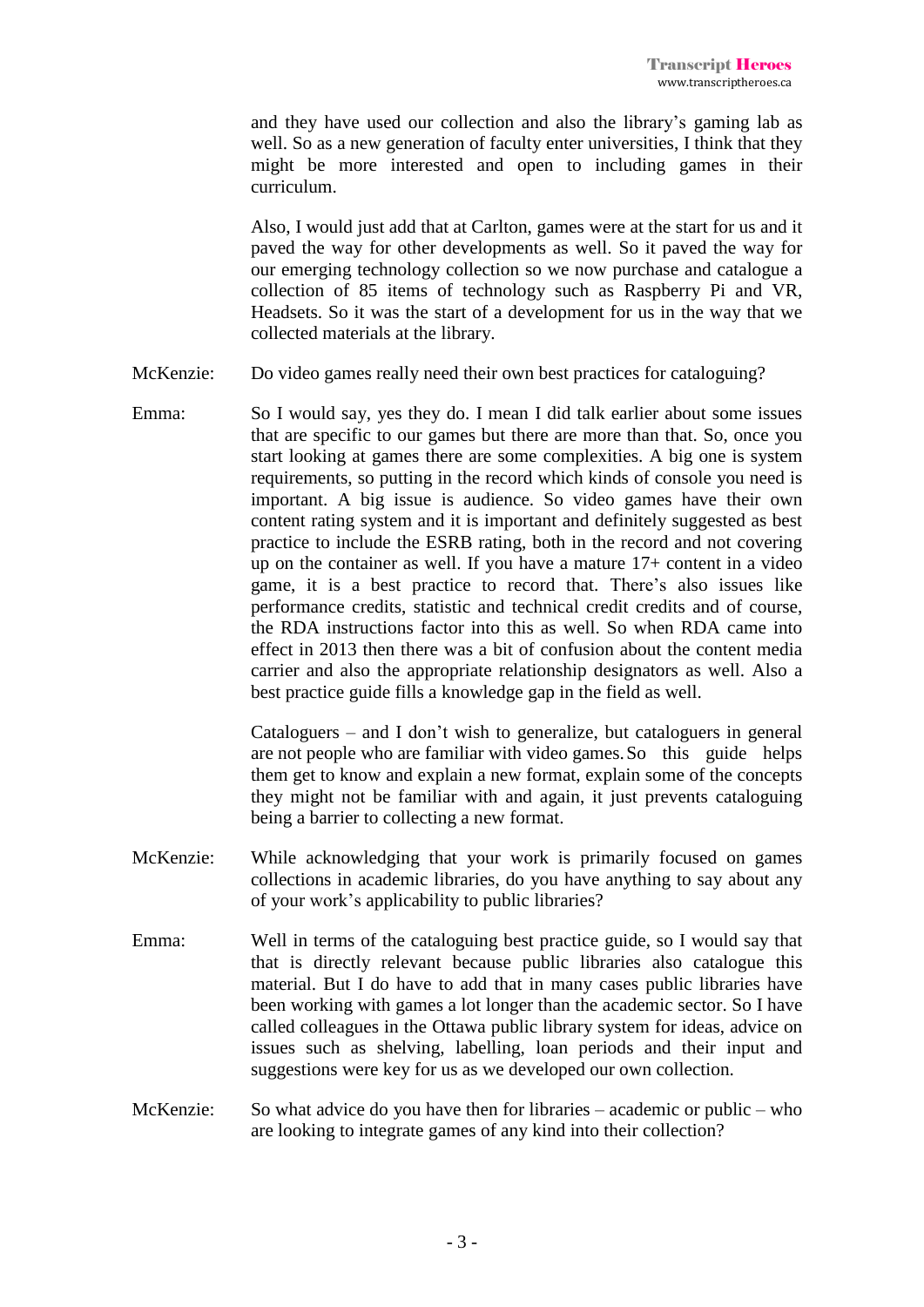and they have used our collection and also the library's gaming lab as well. So as a new generation of faculty enter universities, I think that they might be more interested and open to including games in their curriculum.

Also, I would just add that at Carlton, games were at the start for us and it paved the way for other developments as well. So it paved the way for our emerging technology collection so we now purchase and catalogue a collection of 85 items of technology such as Raspberry Pi and VR, Headsets. So it was the start of a development for us in the way that we collected materials at the library.

McKenzie: Do video games really need their own best practices for cataloguing?

Emma: So I would say, yes they do. I mean I did talk earlier about some issues that are specific to our games but there are more than that. So, once you start looking at games there are some complexities. A big one is system requirements, so putting in the record which kinds of console you need is important. A big issue is audience. So video games have their own content rating system and it is important and definitely suggested as best practice to include the ESRB rating, both in the record and not covering up on the container as well. If you have a mature 17+ content in a video game, it is a best practice to record that. There's also issues like performance credits, statistic and technical credit credits and of course, the RDA instructions factor into this as well. So when RDA came into effect in 2013 then there was a bit of confusion about the content media carrier and also the appropriate relationship designators as well. Also a best practice guide fills a knowledge gap in the field as well.

Cataloguers – and I don't wish to generalize, but cataloguers in general are not people who are familiar with video games. So this guide helps them get to know and explain a new format, explain some of the concepts they might not be familiar with and again, it just prevents cataloguing being a barrier to collecting a new format.

McKenzie: While acknowledging that your work is primarily focused on games collections in academic libraries, do you have anything to say about any of your work's applicability to public libraries?

Emma: Well in terms of the cataloguing best practice guide, so I would say that that is directly relevant because public libraries also catalogue this material. But I do have to add that in many cases public libraries have been working with games a lot longer than the academic sector. So I have called colleagues in the Ottawa public library system for ideas, advice on issues such as shelving, labelling, loan periods and their input and suggestions were key for us as we developed our own collection.

McKenzie: So what advice do you have then for libraries – academic or public – who are looking to integrate games of any kind into their collection?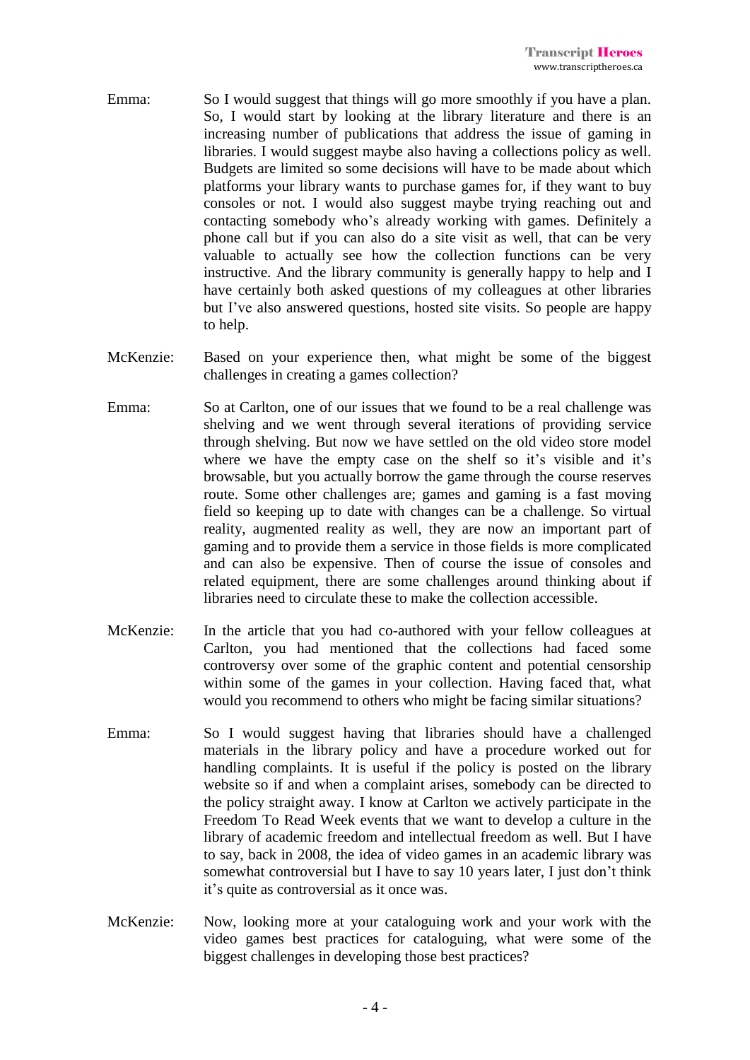Emma: So I would suggest that things will go more smoothly if you have a plan. So, I would start by looking at the library literature and there is an increasing number of publications that address the issue of gaming in libraries. I would suggest maybe also having a collections policy as well. Budgets are limited so some decisions will have to be made about which platforms your library wants to purchase games for, if they want to buy consoles or not. I would also suggest maybe trying reaching out and contacting somebody who's already working with games. Definitely a phone call but if you can also do a site visit as well, that can be very valuable to actually see how the collection functions can be very instructive. And the library community is generally happy to help and I have certainly both asked questions of my colleagues at other libraries but I've also answered questions, hosted site visits. So people are happy to help.

McKenzie: Based on your experience then, what might be some of the biggest challenges in creating a games collection?

Emma: So at Carlton, one of our issues that we found to be a real challenge was shelving and we went through several iterations of providing service through shelving. But now we have settled on the old video store model where we have the empty case on the shelf so it's visible and it's browsable, but you actually borrow the game through the course reserves route. Some other challenges are; games and gaming is a fast moving field so keeping up to date with changes can be a challenge. So virtual reality, augmented reality as well, they are now an important part of gaming and to provide them a service in those fields is more complicated and can also be expensive. Then of course the issue of consoles and related equipment, there are some challenges around thinking about if libraries need to circulate these to make the collection accessible.

McKenzie: In the article that you had co-authored with your fellow colleagues at Carlton, you had mentioned that the collections had faced some controversy over some of the graphic content and potential censorship within some of the games in your collection. Having faced that, what would you recommend to others who might be facing similar situations?

Emma: So I would suggest having that libraries should have a challenged materials in the library policy and have a procedure worked out for handling complaints. It is useful if the policy is posted on the library website so if and when a complaint arises, somebody can be directed to the policy straight away. I know at Carlton we actively participate in the Freedom To Read Week events that we want to develop a culture in the library of academic freedom and intellectual freedom as well. But I have to say, back in 2008, the idea of video games in an academic library was somewhat controversial but I have to say 10 years later, I just don't think it's quite as controversial as it once was.

McKenzie: Now, looking more at your cataloguing work and your work with the video games best practices for cataloguing, what were some of the biggest challenges in developing those best practices?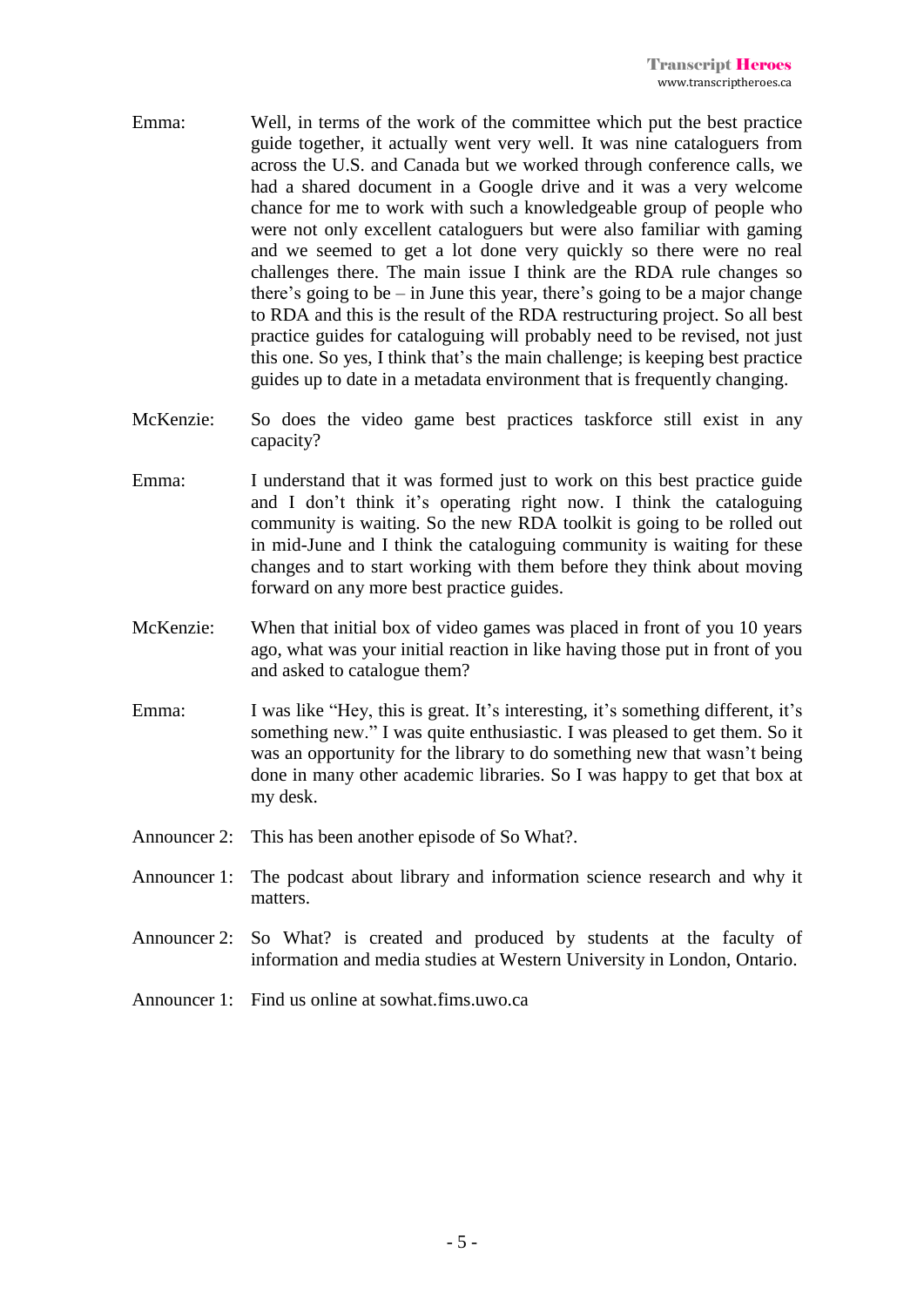Emma: Well, in terms of the work of the committee which put the best practice guide together, it actually went very well. It was nine cataloguers from across the U.S. and Canada but we worked through conference calls, we had a shared document in a Google drive and it was a very welcome chance for me to work with such a knowledgeable group of people who were not only excellent cataloguers but were also familiar with gaming and we seemed to get a lot done very quickly so there were no real challenges there. The main issue I think are the RDA rule changes so there's going to be – in June this year, there's going to be a major change to RDA and this is the result of the RDA restructuring project. So all best practice guides for cataloguing will probably need to be revised, not just this one. So yes, I think that's the main challenge; is keeping best practice guides up to date in a metadata environment that is frequently changing.

McKenzie: So does the video game best practices taskforce still exist in any capacity?

Emma: I understand that it was formed just to work on this best practice guide and I don't think it's operating right now. I think the cataloguing community is waiting. So the new RDA toolkit is going to be rolled out in mid-June and I think the cataloguing community is waiting for these changes and to start working with them before they think about moving forward on any more best practice guides.

McKenzie: When that initial box of video games was placed in front of you 10 years ago, what was your initial reaction in like having those put in front of you and asked to catalogue them?

Emma: I was like "Hey, this is great. It's interesting, it's something different, it's something new." I was quite enthusiastic. I was pleased to get them. So it was an opportunity for the library to do something new that wasn't being done in many other academic libraries. So I was happy to get that box at my desk.

Announcer 2: This has been another episode of So What?.

Announcer 1: The podcast about library and information science research and why it matters.

Announcer 2: So What? is created and produced by students at the faculty of information and media studies at Western University in London, Ontario.

Announcer 1: Find us online at sowhat.fims.uwo.ca